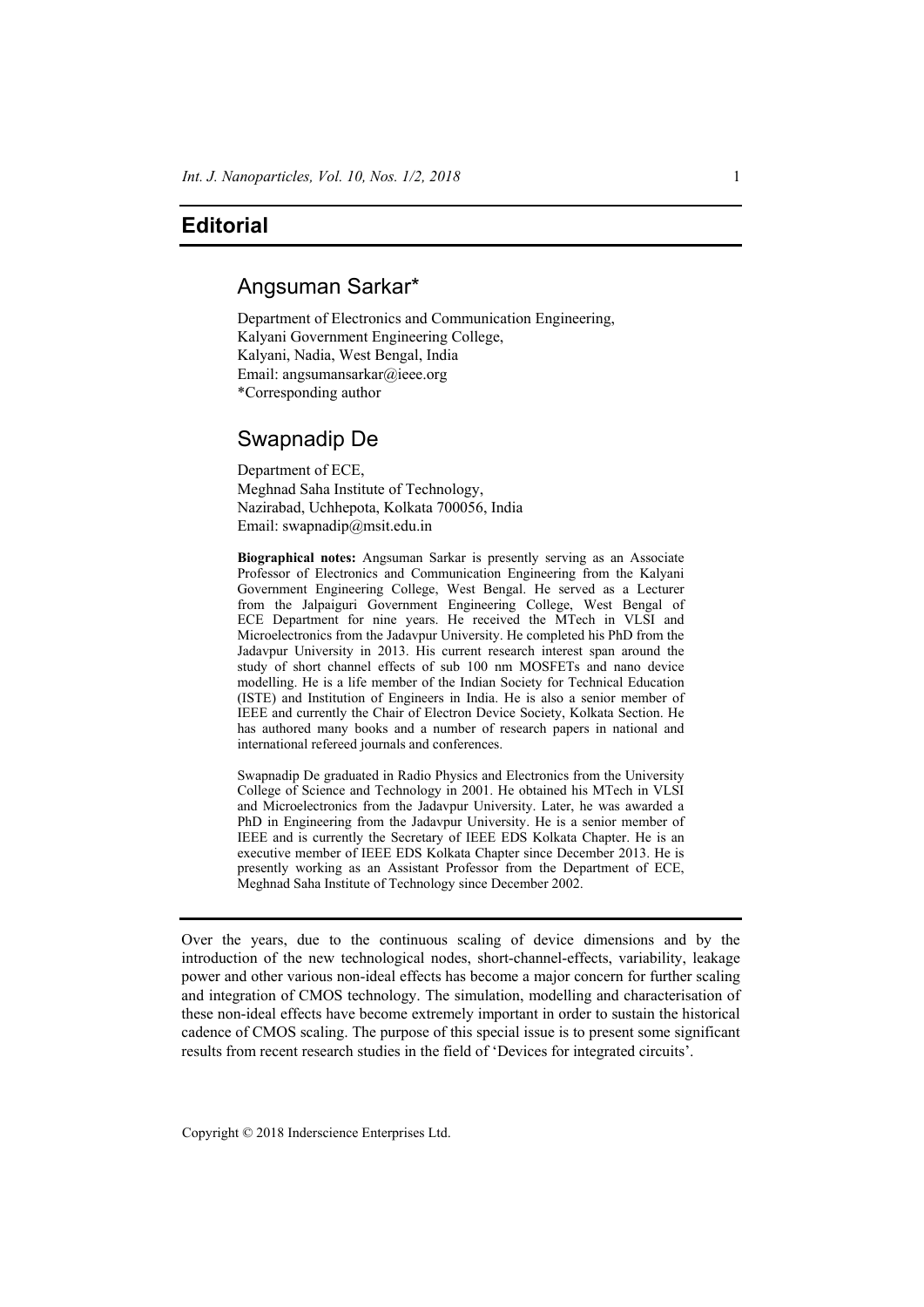# Editorial

## Angsuman Sarkar*

Department of Electronics and Communication Engineering,
Kalyani Government Engineering College,
Kalyani, Nadia, West Bengal, India
Email: angsumansarkar@ieee.org
*Corresponding author

## Swapnadip De

Department of ECE,
Meghnad Saha Institute of Technology,
Nazirabad, Uchhepota, Kolkata 700056, India
Email: swapnadip@msit.edu.in

**Biographical notes:** Angsuman Sarkar is presently serving as an Associate Professor of Electronics and Communication Engineering from the Kalyani Government Engineering College, West Bengal. He served as a Lecturer from the Jalpaiguri Government Engineering College, West Bengal of ECE Department for nine years. He received the MTech in VLSI and Microelectronics from the Jadavpur University. He completed his PhD from the Jadavpur University in 2013. His current research interest span around the study of short channel effects of sub 100 nm MOSFETs and nano device modelling. He is a life member of the Indian Society for Technical Education (ISTE) and Institution of Engineers in India. He is also a senior member of IEEE and currently the Chair of Electron Device Society, Kolkata Section. He has authored many books and a number of research papers in national and international refereed journals and conferences.

Swapnadip De graduated in Radio Physics and Electronics from the University College of Science and Technology in 2001. He obtained his MTech in VLSI and Microelectronics from the Jadavpur University. Later, he was awarded a PhD in Engineering from the Jadavpur University. He is a senior member of IEEE and is currently the Secretary of IEEE EDS Kolkata Chapter. He is an executive member of IEEE EDS Kolkata Chapter since December 2013. He is presently working as an Assistant Professor from the Department of ECE, Meghnad Saha Institute of Technology since December 2002.

---

Over the years, due to the continuous scaling of device dimensions and by the introduction of the new technological nodes, short-channel-effects, variability, leakage power and other various non-ideal effects has become a major concern for further scaling and integration of CMOS technology. The simulation, modelling and characterisation of these non-ideal effects have become extremely important in order to sustain the historical cadence of CMOS scaling. The purpose of this special issue is to present some significant results from recent research studies in the field of 'Devices for integrated circuits'.

Copyright © 2018 Inderscience Enterprises Ltd.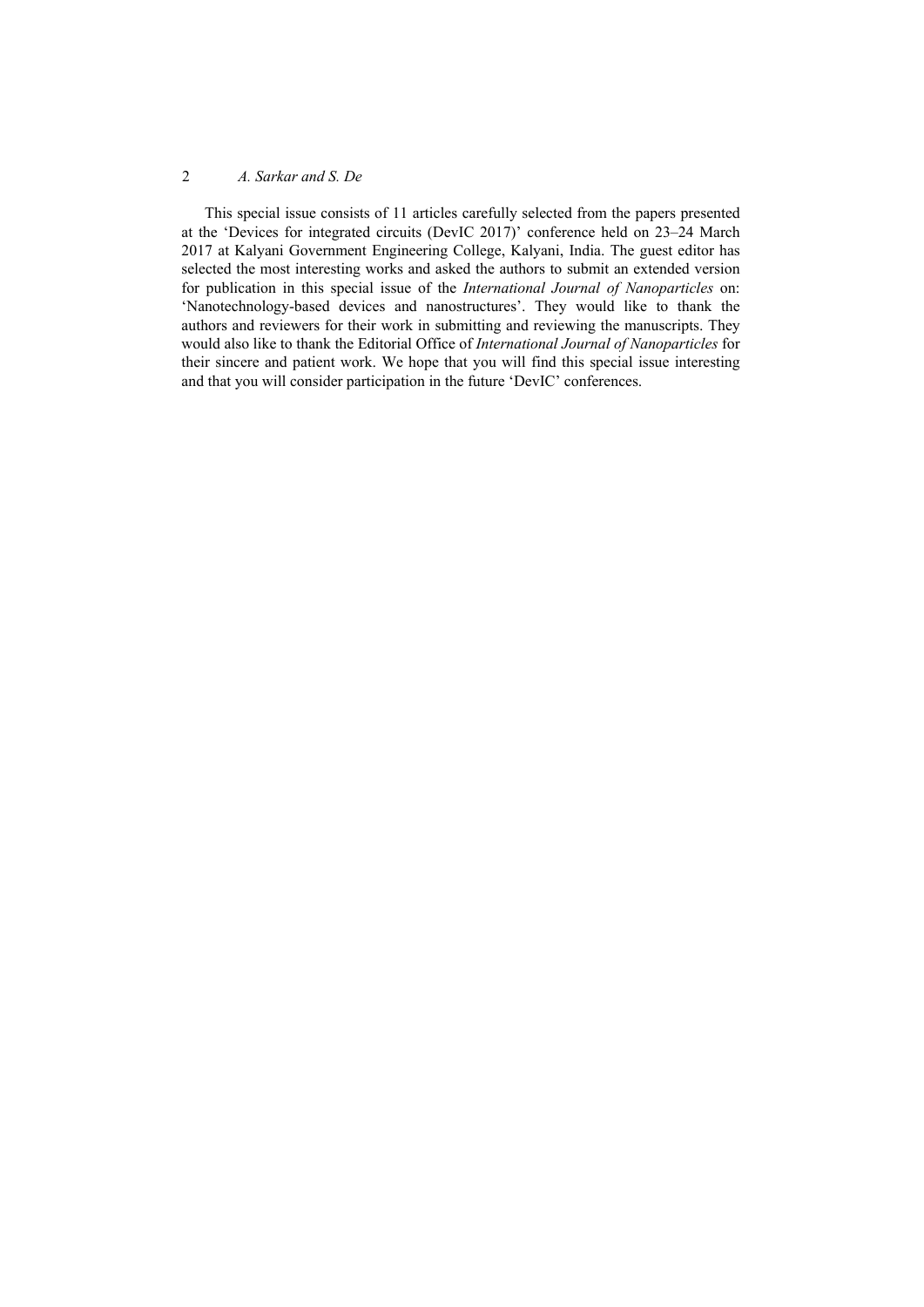This special issue consists of 11 articles carefully selected from the papers presented at the 'Devices for integrated circuits (DevIC 2017)' conference held on 23–24 March 2017 at Kalyani Government Engineering College, Kalyani, India. The guest editor has selected the most interesting works and asked the authors to submit an extended version for publication in this special issue of the *International Journal of Nanoparticles* on: 'Nanotechnology-based devices and nanostructures'. They would like to thank the authors and reviewers for their work in submitting and reviewing the manuscripts. They would also like to thank the Editorial Office of *International Journal of Nanoparticles* for their sincere and patient work. We hope that you will find this special issue interesting and that you will consider participation in the future 'DevIC' conferences.